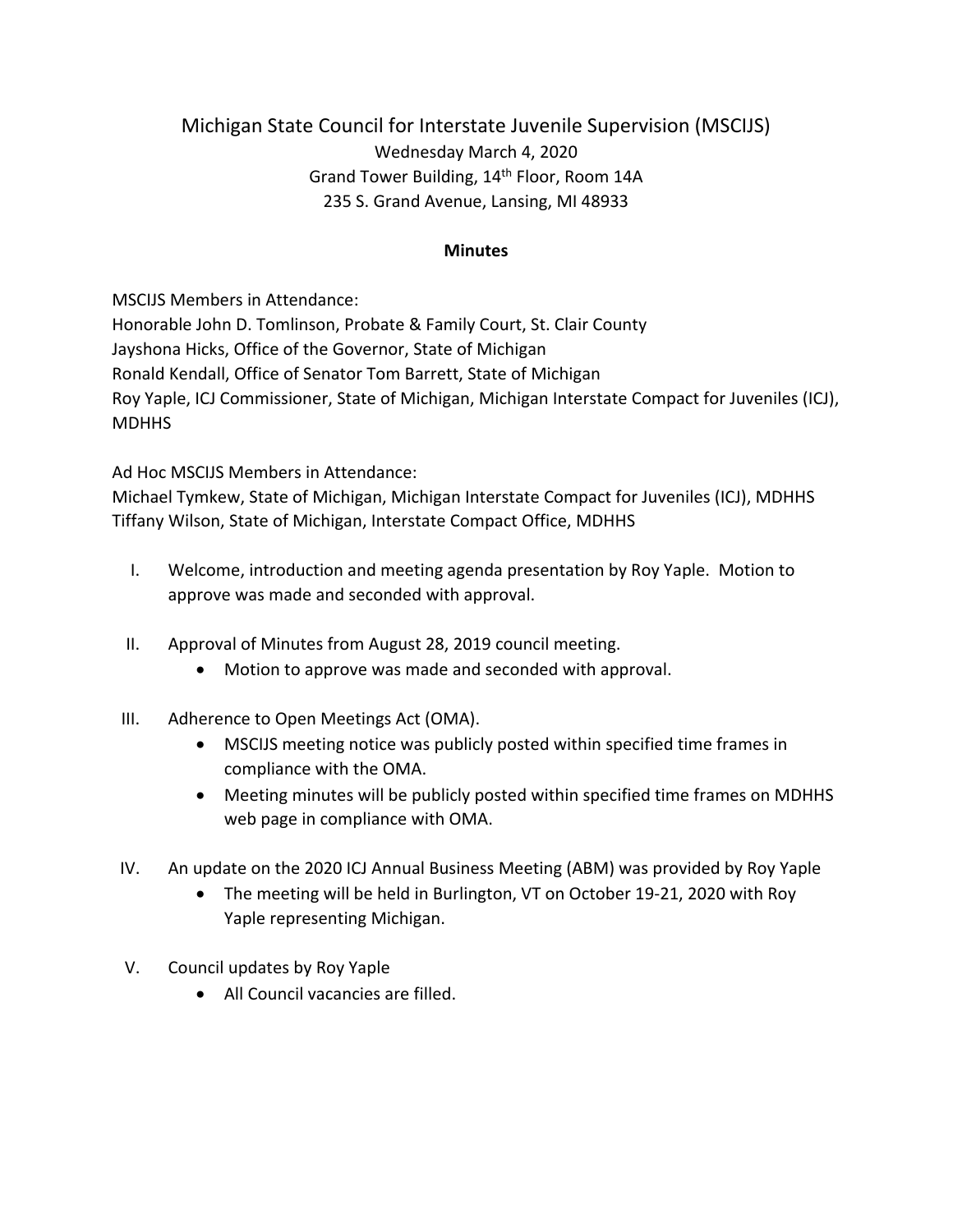# Michigan State Council for Interstate Juvenile Supervision (MSCIJS)

Wednesday March 4, 2020
Grand Tower Building, 14th Floor, Room 14A
235 S. Grand Avenue, Lansing, MI 48933

**Minutes**

MSCIJS Members in Attendance:
Honorable John D. Tomlinson, Probate & Family Court, St. Clair County
Jayshona Hicks, Office of the Governor, State of Michigan
Ronald Kendall, Office of Senator Tom Barrett, State of Michigan
Roy Yaple, ICJ Commissioner, State of Michigan, Michigan Interstate Compact for Juveniles (ICJ), MDHHS

Ad Hoc MSCIJS Members in Attendance:
Michael Tymkew, State of Michigan, Michigan Interstate Compact for Juveniles (ICJ), MDHHS
Tiffany Wilson, State of Michigan, Interstate Compact Office, MDHHS

I. Welcome, introduction and meeting agenda presentation by Roy Yaple. Motion to approve was made and seconded with approval.

II. Approval of Minutes from August 28, 2019 council meeting.
   - Motion to approve was made and seconded with approval.

III. Adherence to Open Meetings Act (OMA).
   - MSCIJS meeting notice was publicly posted within specified time frames in compliance with the OMA.
   - Meeting minutes will be publicly posted within specified time frames on MDHHS web page in compliance with OMA.

IV. An update on the 2020 ICJ Annual Business Meeting (ABM) was provided by Roy Yaple
   - The meeting will be held in Burlington, VT on October 19-21, 2020 with Roy Yaple representing Michigan.

V. Council updates by Roy Yaple
   - All Council vacancies are filled.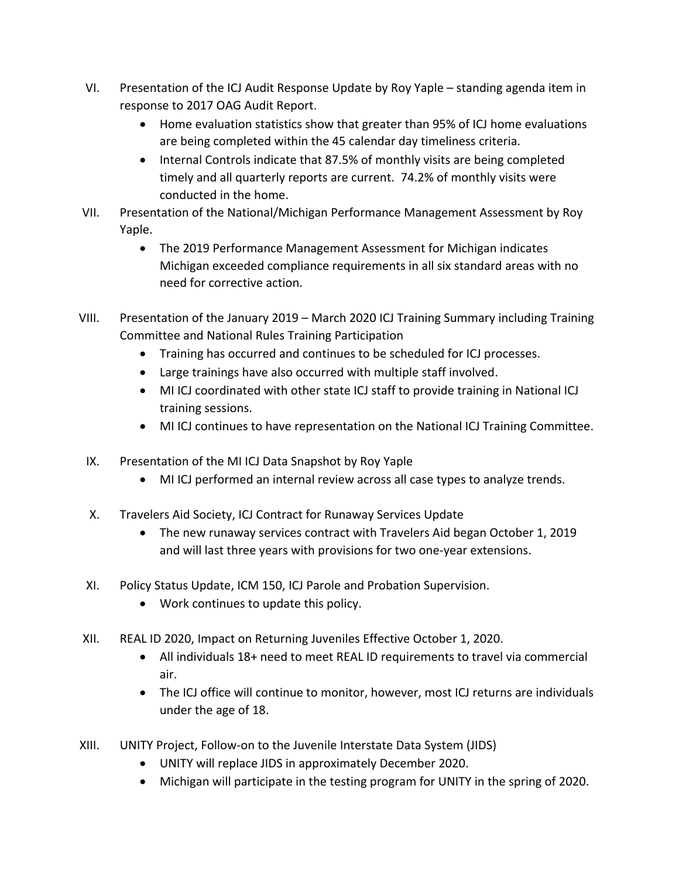VI. Presentation of the ICJ Audit Response Update by Roy Yaple – standing agenda item in response to 2017 OAG Audit Report.
   - Home evaluation statistics show that greater than 95% of ICJ home evaluations are being completed within the 45 calendar day timeliness criteria.
   - Internal Controls indicate that 87.5% of monthly visits are being completed timely and all quarterly reports are current. 74.2% of monthly visits were conducted in the home.

VII. Presentation of the National/Michigan Performance Management Assessment by Roy Yaple.
   - The 2019 Performance Management Assessment for Michigan indicates Michigan exceeded compliance requirements in all six standard areas with no need for corrective action.

VIII. Presentation of the January 2019 – March 2020 ICJ Training Summary including Training Committee and National Rules Training Participation
   - Training has occurred and continues to be scheduled for ICJ processes.
   - Large trainings have also occurred with multiple staff involved.
   - MI ICJ coordinated with other state ICJ staff to provide training in National ICJ training sessions.
   - MI ICJ continues to have representation on the National ICJ Training Committee.

IX. Presentation of the MI ICJ Data Snapshot by Roy Yaple
   - MI ICJ performed an internal review across all case types to analyze trends.

X. Travelers Aid Society, ICJ Contract for Runaway Services Update
   - The new runaway services contract with Travelers Aid began October 1, 2019 and will last three years with provisions for two one-year extensions.

XI. Policy Status Update, ICM 150, ICJ Parole and Probation Supervision.
   - Work continues to update this policy.

XII. REAL ID 2020, Impact on Returning Juveniles Effective October 1, 2020.
   - All individuals 18+ need to meet REAL ID requirements to travel via commercial air.
   - The ICJ office will continue to monitor, however, most ICJ returns are individuals under the age of 18.

XIII. UNITY Project, Follow-on to the Juvenile Interstate Data System (JIDS)
   - UNITY will replace JIDS in approximately December 2020.
   - Michigan will participate in the testing program for UNITY in the spring of 2020.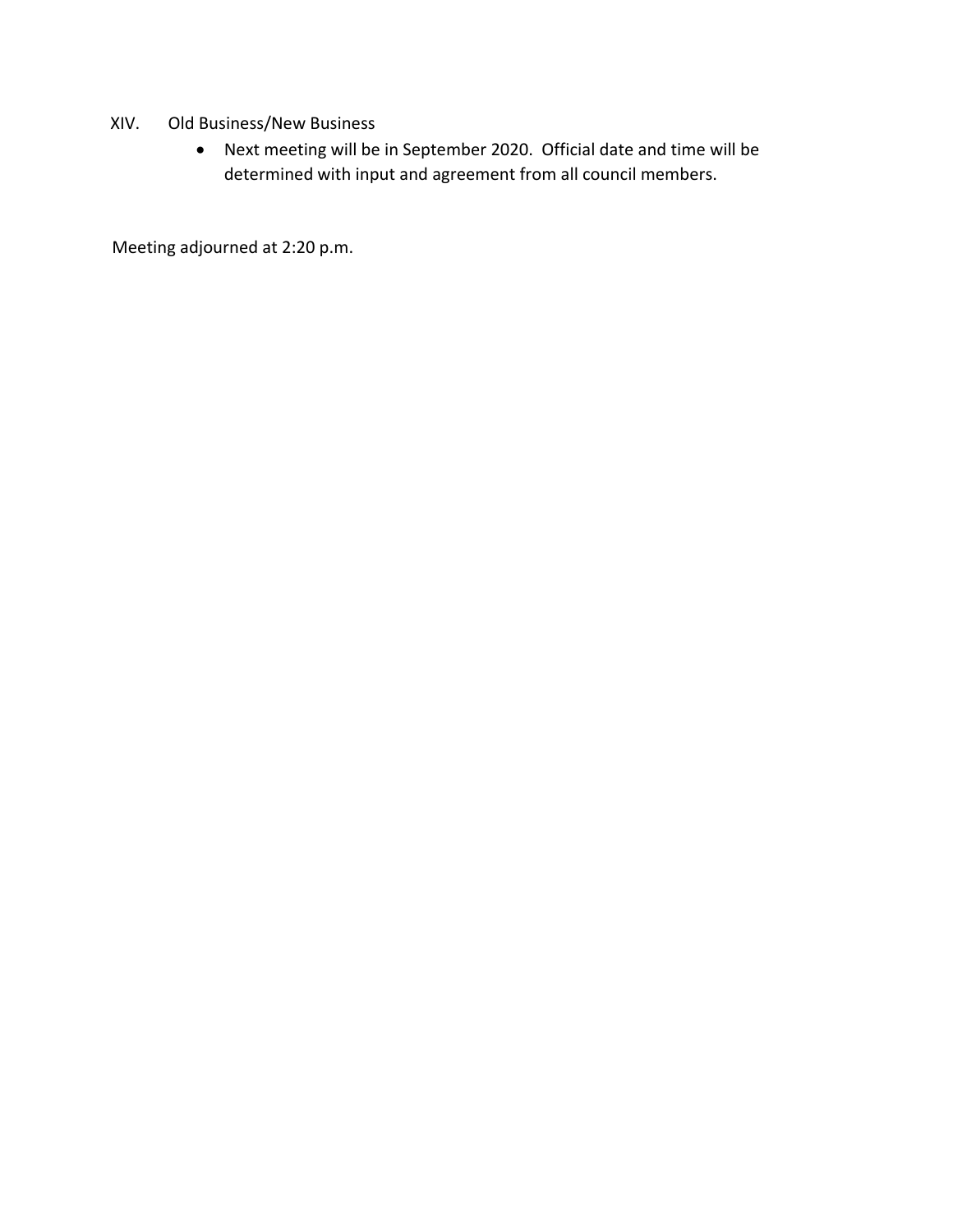XIV. Old Business/New Business

- Next meeting will be in September 2020. Official date and time will be determined with input and agreement from all council members.

Meeting adjourned at 2:20 p.m.